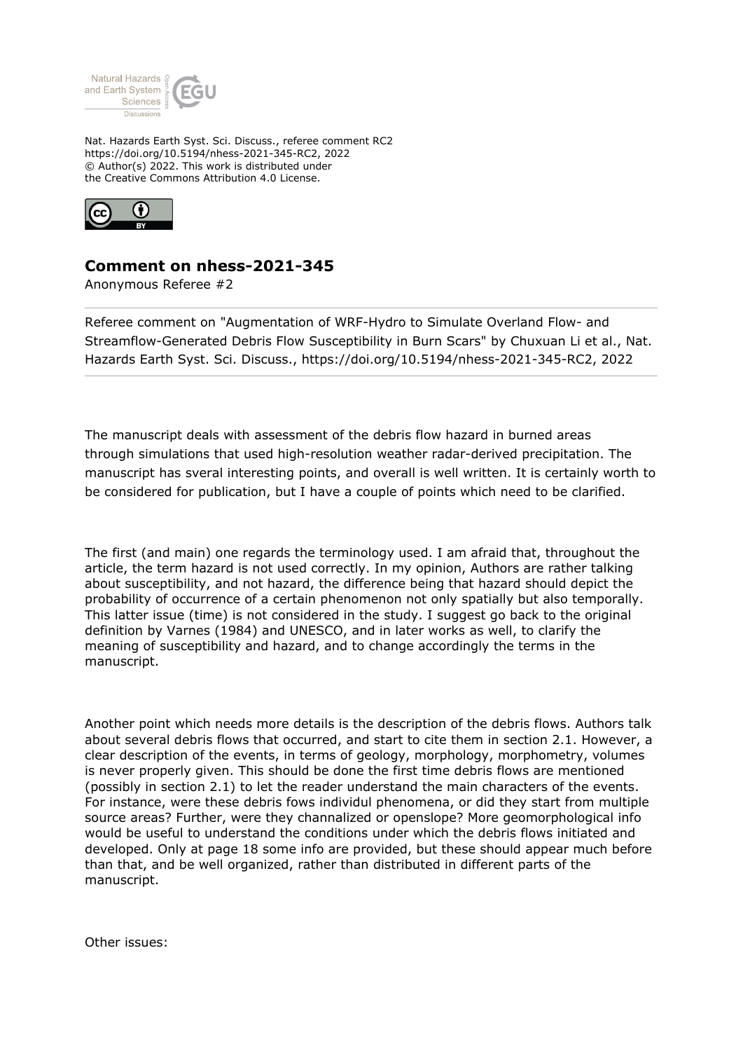Nat. Hazards Earth Syst. Sci. Discuss., referee comment RC2
https://doi.org/10.5194/nhess-2021-345-RC2, 2022
© Author(s) 2022. This work is distributed under
the Creative Commons Attribution 4.0 License.

## Comment on nhess-2021-345

Anonymous Referee #2

Referee comment on "Augmentation of WRF-Hydro to Simulate Overland Flow- and Streamflow-Generated Debris Flow Susceptibility in Burn Scars" by Chuxuan Li et al., Nat. Hazards Earth Syst. Sci. Discuss., https://doi.org/10.5194/nhess-2021-345-RC2, 2022

The manuscript deals with assessment of the debris flow hazard in burned areas through simulations that used high-resolution weather radar-derived precipitation. The manuscript has sveral interesting points, and overall is well written. It is certainly worth to be considered for publication, but I have a couple of points which need to be clarified.

The first (and main) one regards the terminology used. I am afraid that, throughout the article, the term hazard is not used correctly. In my opinion, Authors are rather talking about susceptibility, and not hazard, the difference being that hazard should depict the probability of occurrence of a certain phenomenon not only spatially but also temporally. This latter issue (time) is not considered in the study. I suggest go back to the original definition by Varnes (1984) and UNESCO, and in later works as well, to clarify the meaning of susceptibility and hazard, and to change accordingly the terms in the manuscript.

Another point which needs more details is the description of the debris flows. Authors talk about several debris flows that occurred, and start to cite them in section 2.1. However, a clear description of the events, in terms of geology, morphology, morphometry, volumes is never properly given. This should be done the first time debris flows are mentioned (possibly in section 2.1) to let the reader understand the main characters of the events. For instance, were these debris fows individul phenomena, or did they start from multiple source areas? Further, were they channalized or openslope? More geomorphological info would be useful to understand the conditions under which the debris flows initiated and developed. Only at page 18 some info are provided, but these should appear much before than that, and be well organized, rather than distributed in different parts of the manuscript.

Other issues: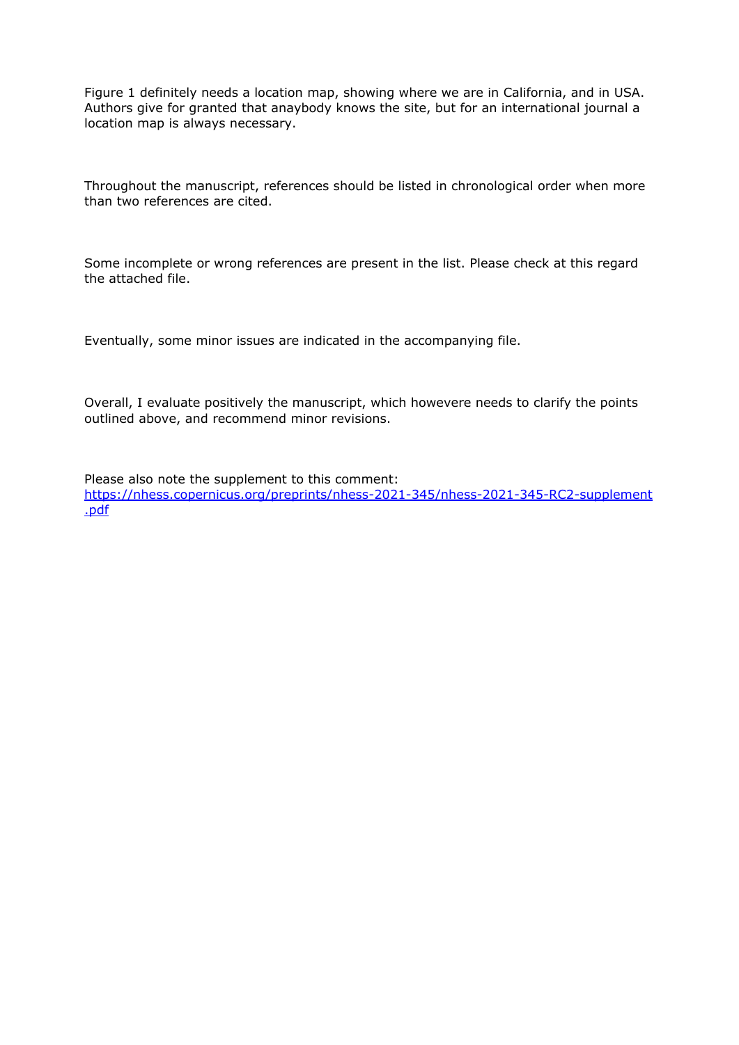Figure 1 definitely needs a location map, showing where we are in California, and in USA. Authors give for granted that anaybody knows the site, but for an international journal a location map is always necessary.

Throughout the manuscript, references should be listed in chronological order when more than two references are cited.

Some incomplete or wrong references are present in the list. Please check at this regard the attached file.

Eventually, some minor issues are indicated in the accompanying file.

Overall, I evaluate positively the manuscript, which howevere needs to clarify the points outlined above, and recommend minor revisions.

Please also note the supplement to this comment:
https://nhess.copernicus.org/preprints/nhess-2021-345/nhess-2021-345-RC2-supplement.pdf